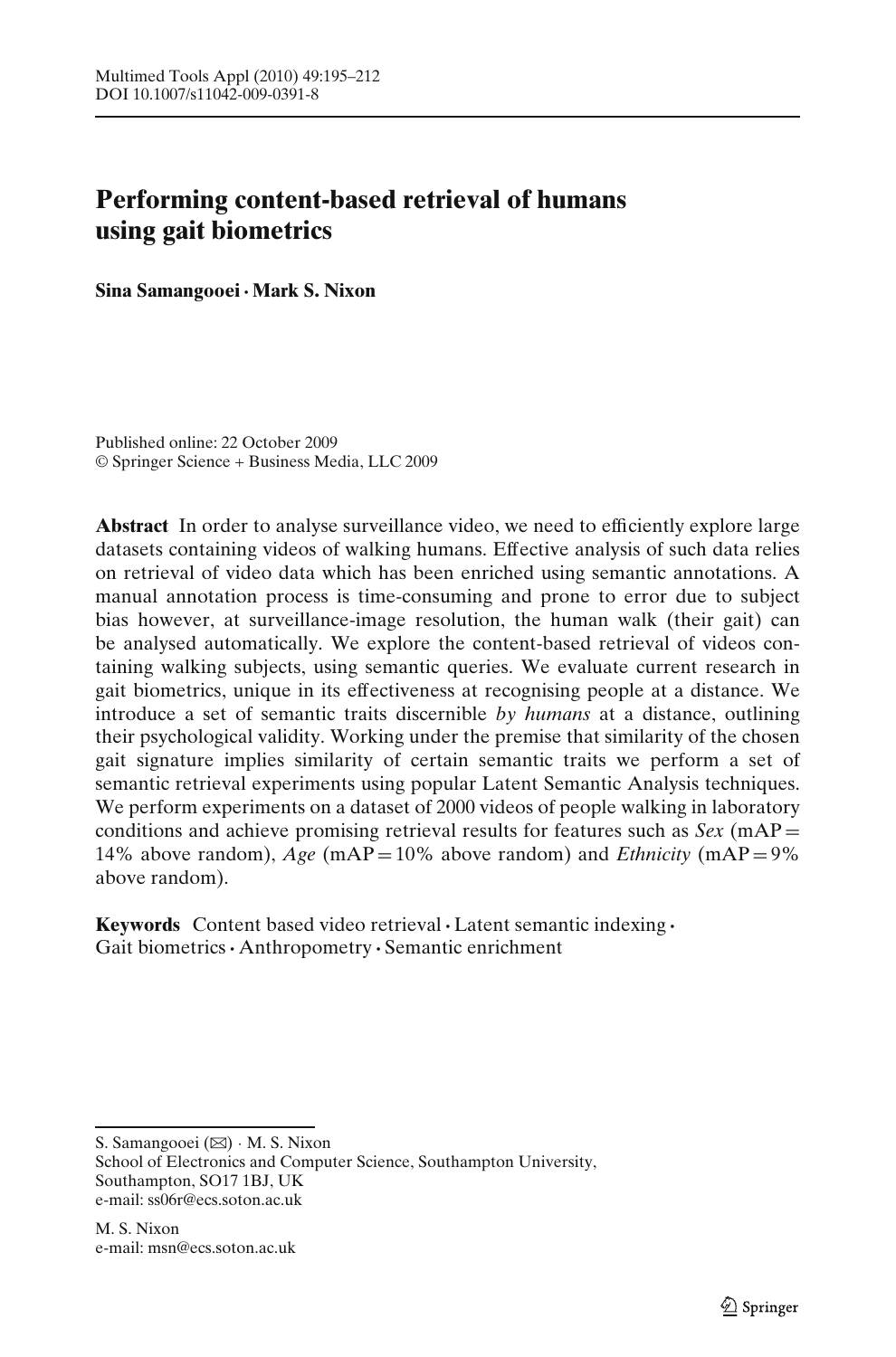# Performing content-based retrieval of humans using gait biometrics

**Sina Samangooei · Mark S. Nixon**

Published online: 22 October 2009
© Springer Science + Business Media, LLC 2009

**Abstract** In order to analyse surveillance video, we need to efficiently explore large datasets containing videos of walking humans. Effective analysis of such data relies on retrieval of video data which has been enriched using semantic annotations. A manual annotation process is time-consuming and prone to error due to subject bias however, at surveillance-image resolution, the human walk (their gait) can be analysed automatically. We explore the content-based retrieval of videos containing walking subjects, using semantic queries. We evaluate current research in gait biometrics, unique in its effectiveness at recognising people at a distance. We introduce a set of semantic traits discernible *by humans* at a distance, outlining their psychological validity. Working under the premise that similarity of the chosen gait signature implies similarity of certain semantic traits we perform a set of semantic retrieval experiments using popular Latent Semantic Analysis techniques. We perform experiments on a dataset of 2000 videos of people walking in laboratory conditions and achieve promising retrieval results for features such as *Sex* (mAP = 14% above random), *Age* (mAP = 10% above random) and *Ethnicity* (mAP = 9% above random).

**Keywords** Content based video retrieval · Latent semantic indexing · Gait biometrics · Anthropometry · Semantic enrichment

---

S. Samangooei (✉) · M. S. Nixon
School of Electronics and Computer Science, Southampton University,
Southampton, SO17 1BJ, UK
e-mail: ss06r@ecs.soton.ac.uk

M. S. Nixon
e-mail: msn@ecs.soton.ac.uk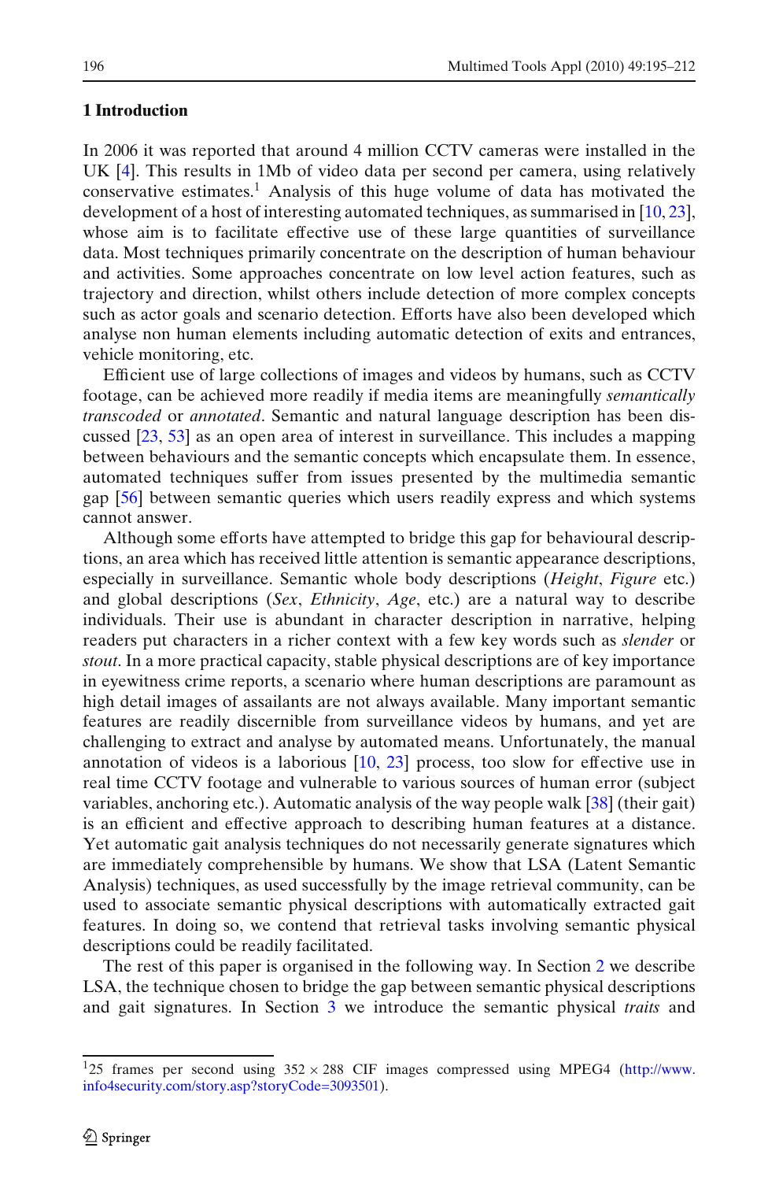## 1 Introduction

In 2006 it was reported that around 4 million CCTV cameras were installed in the UK [4]. This results in 1Mb of video data per second per camera, using relatively conservative estimates.[1] Analysis of this huge volume of data has motivated the development of a host of interesting automated techniques, as summarised in [10, 23], whose aim is to facilitate effective use of these large quantities of surveillance data. Most techniques primarily concentrate on the description of human behaviour and activities. Some approaches concentrate on low level action features, such as trajectory and direction, whilst others include detection of more complex concepts such as actor goals and scenario detection. Efforts have also been developed which analyse non human elements including automatic detection of exits and entrances, vehicle monitoring, etc.

Efficient use of large collections of images and videos by humans, such as CCTV footage, can be achieved more readily if media items are meaningfully *semantically transcoded* or *annotated*. Semantic and natural language description has been discussed [23, 53] as an open area of interest in surveillance. This includes a mapping between behaviours and the semantic concepts which encapsulate them. In essence, automated techniques suffer from issues presented by the multimedia semantic gap [56] between semantic queries which users readily express and which systems cannot answer.

Although some efforts have attempted to bridge this gap for behavioural descriptions, an area which has received little attention is semantic appearance descriptions, especially in surveillance. Semantic whole body descriptions (*Height*, *Figure* etc.) and global descriptions (*Sex*, *Ethnicity*, *Age*, etc.) are a natural way to describe individuals. Their use is abundant in character description in narrative, helping readers put characters in a richer context with a few key words such as *slender* or *stout*. In a more practical capacity, stable physical descriptions are of key importance in eyewitness crime reports, a scenario where human descriptions are paramount as high detail images of assailants are not always available. Many important semantic features are readily discernible from surveillance videos by humans, and yet are challenging to extract and analyse by automated means. Unfortunately, the manual annotation of videos is a laborious [10, 23] process, too slow for effective use in real time CCTV footage and vulnerable to various sources of human error (subject variables, anchoring etc.). Automatic analysis of the way people walk [38] (their gait) is an efficient and effective approach to describing human features at a distance. Yet automatic gait analysis techniques do not necessarily generate signatures which are immediately comprehensible by humans. We show that LSA (Latent Semantic Analysis) techniques, as used successfully by the image retrieval community, can be used to associate semantic physical descriptions with automatically extracted gait features. In doing so, we contend that retrieval tasks involving semantic physical descriptions could be readily facilitated.

The rest of this paper is organised in the following way. In Section 2 we describe LSA, the technique chosen to bridge the gap between semantic physical descriptions and gait signatures. In Section 3 we introduce the semantic physical *traits* and

---

[1] 25 frames per second using $352 \times 288$ CIF images compressed using MPEG4 (http://www.info4security.com/story.asp?storyCode=3093501).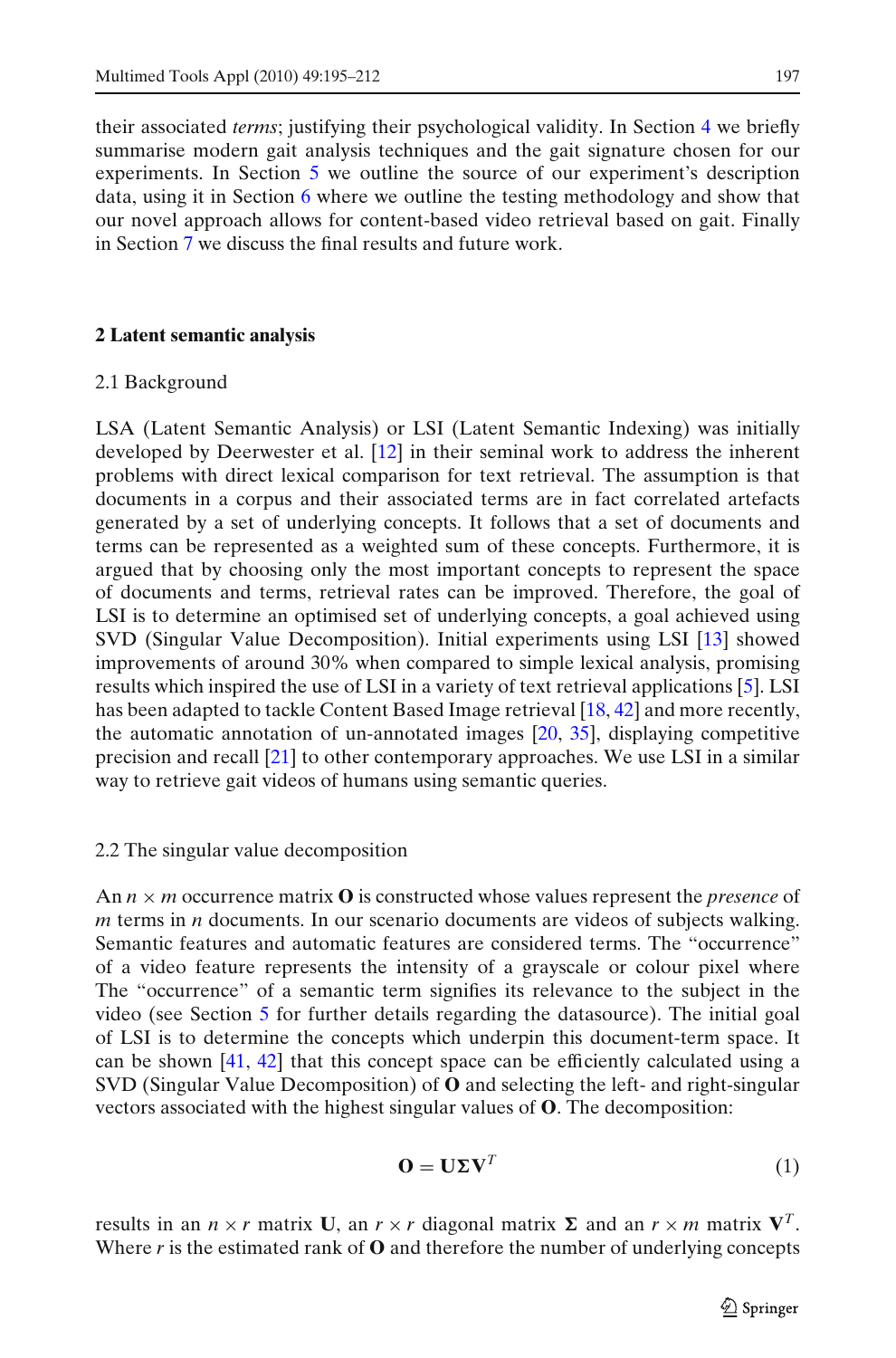their associated *terms*; justifying their psychological validity. In Section 4 we briefly summarise modern gait analysis techniques and the gait signature chosen for our experiments. In Section 5 we outline the source of our experiment's description data, using it in Section 6 where we outline the testing methodology and show that our novel approach allows for content-based video retrieval based on gait. Finally in Section 7 we discuss the final results and future work.

## 2 Latent semantic analysis

### 2.1 Background

LSA (Latent Semantic Analysis) or LSI (Latent Semantic Indexing) was initially developed by Deerwester et al. [12] in their seminal work to address the inherent problems with direct lexical comparison for text retrieval. The assumption is that documents in a corpus and their associated terms are in fact correlated artefacts generated by a set of underlying concepts. It follows that a set of documents and terms can be represented as a weighted sum of these concepts. Furthermore, it is argued that by choosing only the most important concepts to represent the space of documents and terms, retrieval rates can be improved. Therefore, the goal of LSI is to determine an optimised set of underlying concepts, a goal achieved using SVD (Singular Value Decomposition). Initial experiments using LSI [13] showed improvements of around 30% when compared to simple lexical analysis, promising results which inspired the use of LSI in a variety of text retrieval applications [5]. LSI has been adapted to tackle Content Based Image retrieval [18, 42] and more recently, the automatic annotation of un-annotated images [20, 35], displaying competitive precision and recall [21] to other contemporary approaches. We use LSI in a similar way to retrieve gait videos of humans using semantic queries.

### 2.2 The singular value decomposition

An $n \times m$ occurrence matrix $\mathbf{O}$ is constructed whose values represent the *presence* of $m$ terms in $n$ documents. In our scenario documents are videos of subjects walking. Semantic features and automatic features are considered terms. The "occurrence" of a video feature represents the intensity of a grayscale or colour pixel where The "occurrence" of a semantic term signifies its relevance to the subject in the video (see Section 5 for further details regarding the datasource). The initial goal of LSI is to determine the concepts which underpin this document-term space. It can be shown [41, 42] that this concept space can be efficiently calculated using a SVD (Singular Value Decomposition) of $\mathbf{O}$ and selecting the left- and right-singular vectors associated with the highest singular values of $\mathbf{O}$. The decomposition:

$$\mathbf{O} = \mathbf{U}\boldsymbol{\Sigma}\mathbf{V}^T \tag{1}$$

results in an $n \times r$ matrix $\mathbf{U}$, an $r \times r$ diagonal matrix $\boldsymbol{\Sigma}$ and an $r \times m$ matrix $\mathbf{V}^T$. Where $r$ is the estimated rank of $\mathbf{O}$ and therefore the number of underlying concepts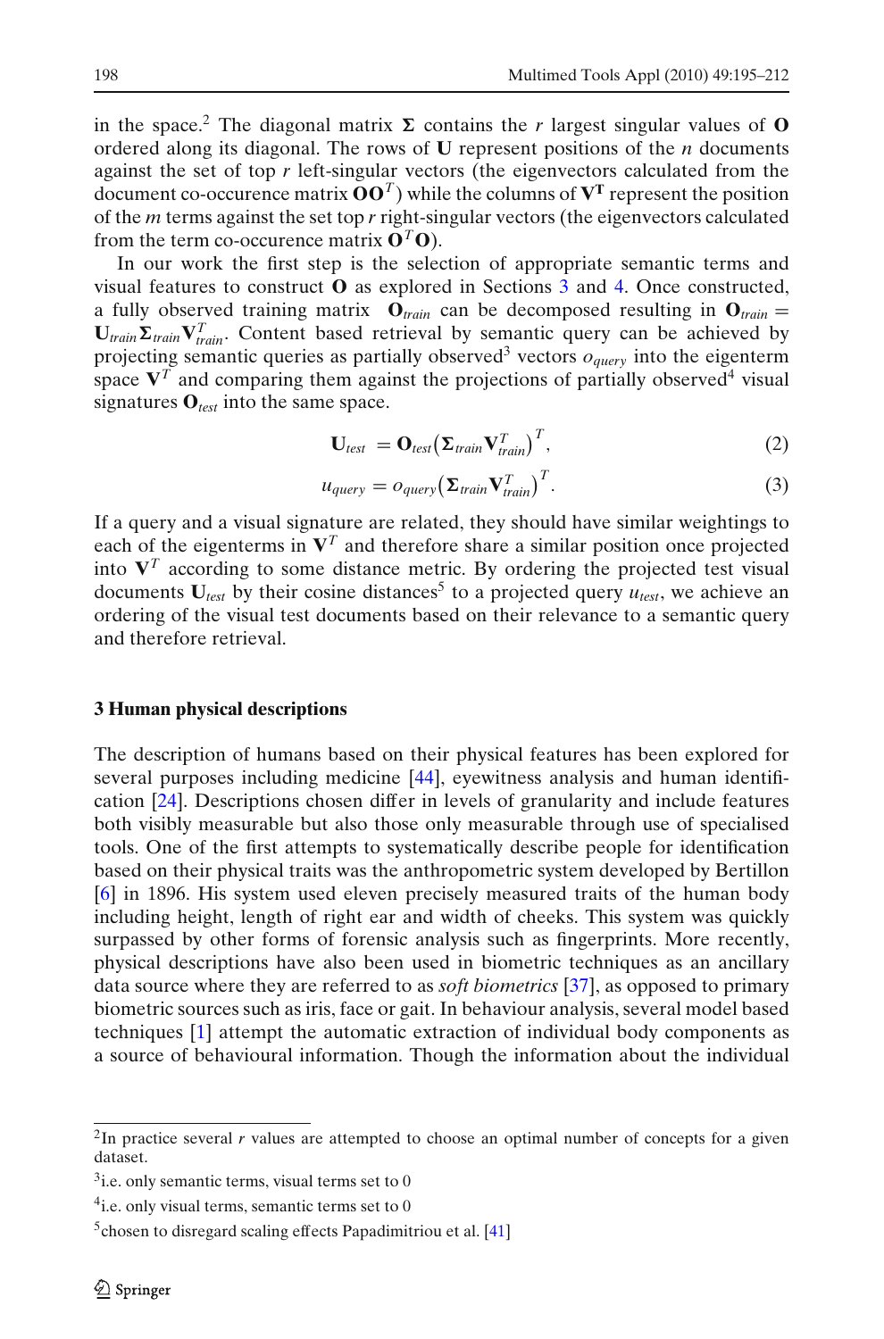in the space.[2] The diagonal matrix $\mathbf{\Sigma}$ contains the $r$ largest singular values of $\mathbf{O}$ ordered along its diagonal. The rows of $\mathbf{U}$ represent positions of the $n$ documents against the set of top $r$ left-singular vectors (the eigenvectors calculated from the document co-occurence matrix $\mathbf{O}\mathbf{O}^T$) while the columns of $\mathbf{V^T}$ represent the position of the $m$ terms against the set top $r$ right-singular vectors (the eigenvectors calculated from the term co-occurence matrix $\mathbf{O}^T\mathbf{O}$).

In our work the first step is the selection of appropriate semantic terms and visual features to construct $\mathbf{O}$ as explored in Sections 3 and 4. Once constructed, a fully observed training matrix $\mathbf{O}_{train}$ can be decomposed resulting in $\mathbf{O}_{train} = \mathbf{U}_{train}\mathbf{\Sigma}_{train}\mathbf{V}^T_{train}$. Content based retrieval by semantic query can be achieved by projecting semantic queries as partially observed[3] vectors $o_{query}$ into the eigenterm space $\mathbf{V}^T$ and comparing them against the projections of partially observed[4] visual signatures $\mathbf{O}_{test}$ into the same space.

$$\mathbf{U}_{test} = \mathbf{O}_{test}\left(\mathbf{\Sigma}_{train}\mathbf{V}^T_{train}\right)^T, \tag{2}$$

$$u_{query} = o_{query}\left(\mathbf{\Sigma}_{train}\mathbf{V}^T_{train}\right)^T. \tag{3}$$

If a query and a visual signature are related, they should have similar weightings to each of the eigenterms in $\mathbf{V}^T$ and therefore share a similar position once projected into $\mathbf{V}^T$ according to some distance metric. By ordering the projected test visual documents $\mathbf{U}_{test}$ by their cosine distances[5] to a projected query $u_{test}$, we achieve an ordering of the visual test documents based on their relevance to a semantic query and therefore retrieval.

## 3 Human physical descriptions

The description of humans based on their physical features has been explored for several purposes including medicine [44], eyewitness analysis and human identification [24]. Descriptions chosen differ in levels of granularity and include features both visibly measurable but also those only measurable through use of specialised tools. One of the first attempts to systematically describe people for identification based on their physical traits was the anthropometric system developed by Bertillon [6] in 1896. His system used eleven precisely measured traits of the human body including height, length of right ear and width of cheeks. This system was quickly surpassed by other forms of forensic analysis such as fingerprints. More recently, physical descriptions have also been used in biometric techniques as an ancillary data source where they are referred to as *soft biometrics* [37], as opposed to primary biometric sources such as iris, face or gait. In behaviour analysis, several model based techniques [1] attempt the automatic extraction of individual body components as a source of behavioural information. Though the information about the individual

[2] In practice several $r$ values are attempted to choose an optimal number of concepts for a given dataset.

[3] i.e. only semantic terms, visual terms set to 0

[4] i.e. only visual terms, semantic terms set to 0

[5] chosen to disregard scaling effects Papadimitriou et al. [41]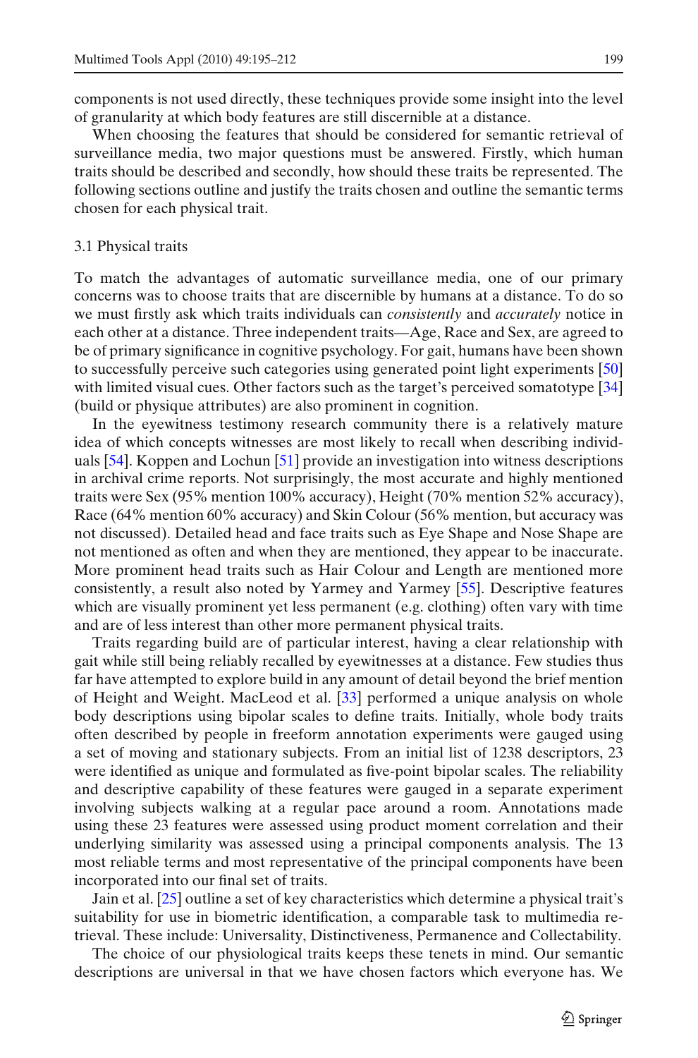components is not used directly, these techniques provide some insight into the level of granularity at which body features are still discernible at a distance.

When choosing the features that should be considered for semantic retrieval of surveillance media, two major questions must be answered. Firstly, which human traits should be described and secondly, how should these traits be represented. The following sections outline and justify the traits chosen and outline the semantic terms chosen for each physical trait.

### 3.1 Physical traits

To match the advantages of automatic surveillance media, one of our primary concerns was to choose traits that are discernible by humans at a distance. To do so we must firstly ask which traits individuals can *consistently* and *accurately* notice in each other at a distance. Three independent traits—Age, Race and Sex, are agreed to be of primary significance in cognitive psychology. For gait, humans have been shown to successfully perceive such categories using generated point light experiments [50] with limited visual cues. Other factors such as the target's perceived somatotype [34] (build or physique attributes) are also prominent in cognition.

In the eyewitness testimony research community there is a relatively mature idea of which concepts witnesses are most likely to recall when describing individuals [54]. Koppen and Lochun [51] provide an investigation into witness descriptions in archival crime reports. Not surprisingly, the most accurate and highly mentioned traits were Sex (95% mention 100% accuracy), Height (70% mention 52% accuracy), Race (64% mention 60% accuracy) and Skin Colour (56% mention, but accuracy was not discussed). Detailed head and face traits such as Eye Shape and Nose Shape are not mentioned as often and when they are mentioned, they appear to be inaccurate. More prominent head traits such as Hair Colour and Length are mentioned more consistently, a result also noted by Yarmey and Yarmey [55]. Descriptive features which are visually prominent yet less permanent (e.g. clothing) often vary with time and are of less interest than other more permanent physical traits.

Traits regarding build are of particular interest, having a clear relationship with gait while still being reliably recalled by eyewitnesses at a distance. Few studies thus far have attempted to explore build in any amount of detail beyond the brief mention of Height and Weight. MacLeod et al. [33] performed a unique analysis on whole body descriptions using bipolar scales to define traits. Initially, whole body traits often described by people in freeform annotation experiments were gauged using a set of moving and stationary subjects. From an initial list of 1238 descriptors, 23 were identified as unique and formulated as five-point bipolar scales. The reliability and descriptive capability of these features were gauged in a separate experiment involving subjects walking at a regular pace around a room. Annotations made using these 23 features were assessed using product moment correlation and their underlying similarity was assessed using a principal components analysis. The 13 most reliable terms and most representative of the principal components have been incorporated into our final set of traits.

Jain et al. [25] outline a set of key characteristics which determine a physical trait's suitability for use in biometric identification, a comparable task to multimedia retrieval. These include: Universality, Distinctiveness, Permanence and Collectability.

The choice of our physiological traits keeps these tenets in mind. Our semantic descriptions are universal in that we have chosen factors which everyone has. We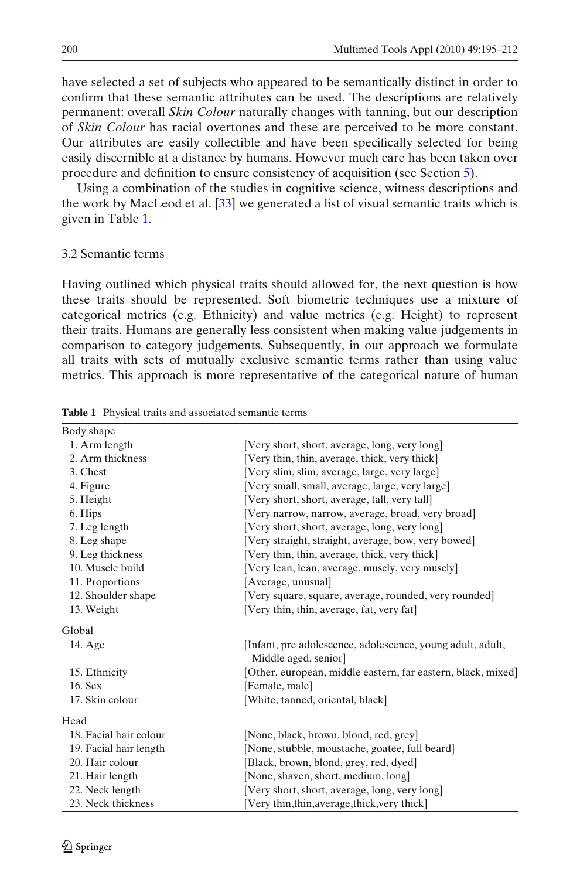have selected a set of subjects who appeared to be semantically distinct in order to confirm that these semantic attributes can be used. The descriptions are relatively permanent: overall *Skin Colour* naturally changes with tanning, but our description of *Skin Colour* has racial overtones and these are perceived to be more constant. Our attributes are easily collectible and have been specifically selected for being easily discernible at a distance by humans. However much care has been taken over procedure and definition to ensure consistency of acquisition (see Section 5).

Using a combination of the studies in cognitive science, witness descriptions and the work by MacLeod et al. [33] we generated a list of visual semantic traits which is given in Table 1.

### 3.2 Semantic terms

Having outlined which physical traits should allowed for, the next question is how these traits should be represented. Soft biometric techniques use a mixture of categorical metrics (e.g. Ethnicity) and value metrics (e.g. Height) to represent their traits. Humans are generally less consistent when making value judgements in comparison to category judgements. Subsequently, in our approach we formulate all traits with sets of mutually exclusive semantic terms rather than using value metrics. This approach is more representative of the categorical nature of human

**Table 1** Physical traits and associated semantic terms

| | |
|---|---|
| Body shape | |
| 1. Arm length | [Very short, short, average, long, very long] |
| 2. Arm thickness | [Very thin, thin, average, thick, very thick] |
| 3. Chest | [Very slim, slim, average, large, very large] |
| 4. Figure | [Very small, small, average, large, very large] |
| 5. Height | [Very short, short, average, tall, very tall] |
| 6. Hips | [Very narrow, narrow, average, broad, very broad] |
| 7. Leg length | [Very short, short, average, long, very long] |
| 8. Leg shape | [Very straight, straight, average, bow, very bowed] |
| 9. Leg thickness | [Very thin, thin, average, thick, very thick] |
| 10. Muscle build | [Very lean, lean, average, muscly, very muscly] |
| 11. Proportions | [Average, unusual] |
| 12. Shoulder shape | [Very square, square, average, rounded, very rounded] |
| 13. Weight | [Very thin, thin, average, fat, very fat] |
| Global | |
| 14. Age | [Infant, pre adolescence, adolescence, young adult, adult, Middle aged, senior] |
| 15. Ethnicity | [Other, european, middle eastern, far eastern, black, mixed] |
| 16. Sex | [Female, male] |
| 17. Skin colour | [White, tanned, oriental, black] |
| Head | |
| 18. Facial hair colour | [None, black, brown, blond, red, grey] |
| 19. Facial hair length | [None, stubble, moustache, goatee, full beard] |
| 20. Hair colour | [Black, brown, blond, grey, red, dyed] |
| 21. Hair length | [None, shaven, short, medium, long] |
| 22. Neck length | [Very short, short, average, long, very long] |
| 23. Neck thickness | [Very thin,thin,average,thick,very thick] |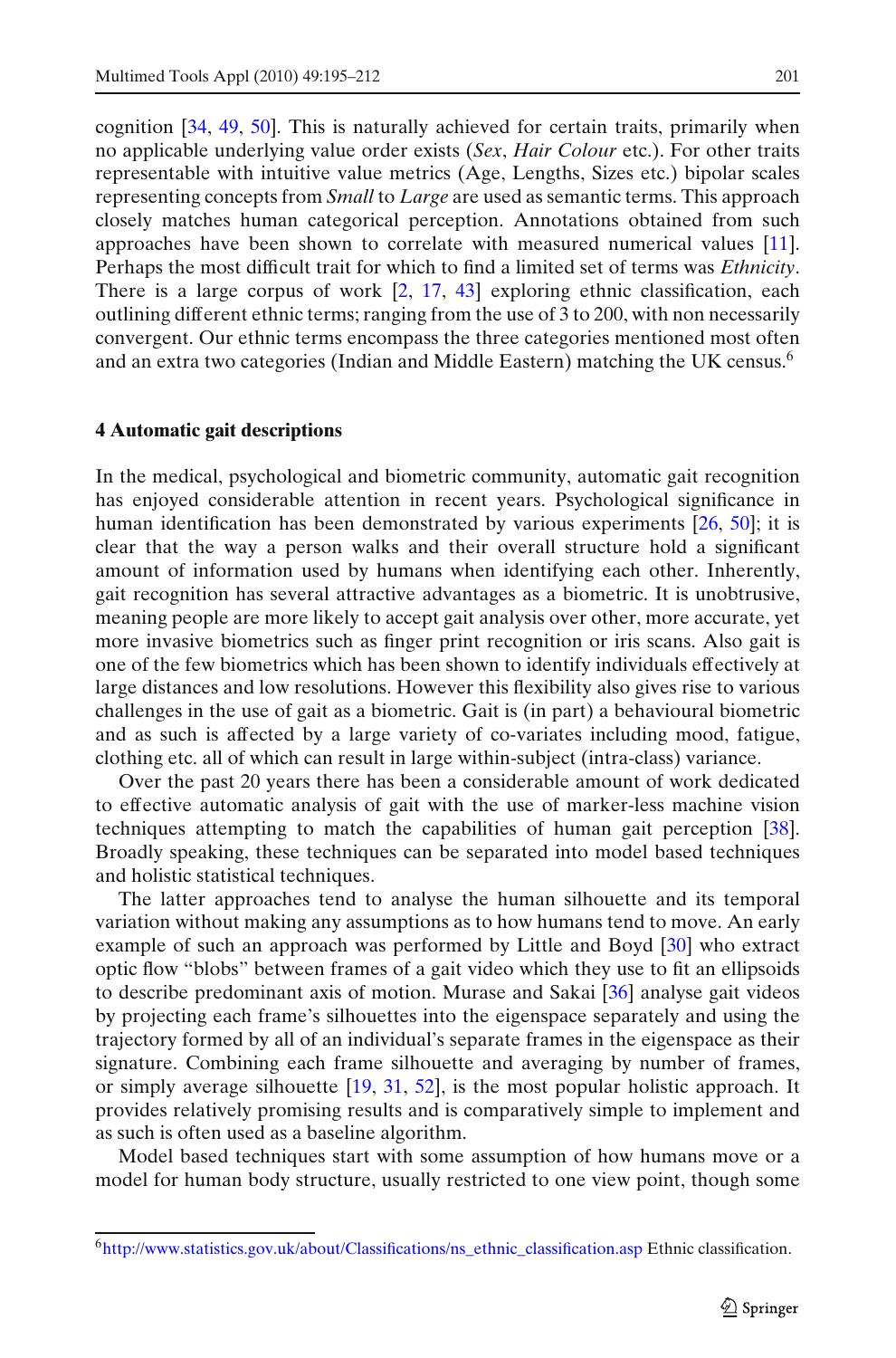cognition [34, 49, 50]. This is naturally achieved for certain traits, primarily when no applicable underlying value order exists (*Sex*, *Hair Colour* etc.). For other traits representable with intuitive value metrics (Age, Lengths, Sizes etc.) bipolar scales representing concepts from *Small* to *Large* are used as semantic terms. This approach closely matches human categorical perception. Annotations obtained from such approaches have been shown to correlate with measured numerical values [11]. Perhaps the most difficult trait for which to find a limited set of terms was *Ethnicity*. There is a large corpus of work [2, 17, 43] exploring ethnic classification, each outlining different ethnic terms; ranging from the use of 3 to 200, with non necessarily convergent. Our ethnic terms encompass the three categories mentioned most often and an extra two categories (Indian and Middle Eastern) matching the UK census.[6]

## 4 Automatic gait descriptions

In the medical, psychological and biometric community, automatic gait recognition has enjoyed considerable attention in recent years. Psychological significance in human identification has been demonstrated by various experiments [26, 50]; it is clear that the way a person walks and their overall structure hold a significant amount of information used by humans when identifying each other. Inherently, gait recognition has several attractive advantages as a biometric. It is unobtrusive, meaning people are more likely to accept gait analysis over other, more accurate, yet more invasive biometrics such as finger print recognition or iris scans. Also gait is one of the few biometrics which has been shown to identify individuals effectively at large distances and low resolutions. However this flexibility also gives rise to various challenges in the use of gait as a biometric. Gait is (in part) a behavioural biometric and as such is affected by a large variety of co-variates including mood, fatigue, clothing etc. all of which can result in large within-subject (intra-class) variance.

Over the past 20 years there has been a considerable amount of work dedicated to effective automatic analysis of gait with the use of marker-less machine vision techniques attempting to match the capabilities of human gait perception [38]. Broadly speaking, these techniques can be separated into model based techniques and holistic statistical techniques.

The latter approaches tend to analyse the human silhouette and its temporal variation without making any assumptions as to how humans tend to move. An early example of such an approach was performed by Little and Boyd [30] who extract optic flow "blobs" between frames of a gait video which they use to fit an ellipsoids to describe predominant axis of motion. Murase and Sakai [36] analyse gait videos by projecting each frame's silhouettes into the eigenspace separately and using the trajectory formed by all of an individual's separate frames in the eigenspace as their signature. Combining each frame silhouette and averaging by number of frames, or simply average silhouette [19, 31, 52], is the most popular holistic approach. It provides relatively promising results and is comparatively simple to implement and as such is often used as a baseline algorithm.

Model based techniques start with some assumption of how humans move or a model for human body structure, usually restricted to one view point, though some

[6] http://www.statistics.gov.uk/about/Classifications/ns_ethnic_classification.asp Ethnic classification.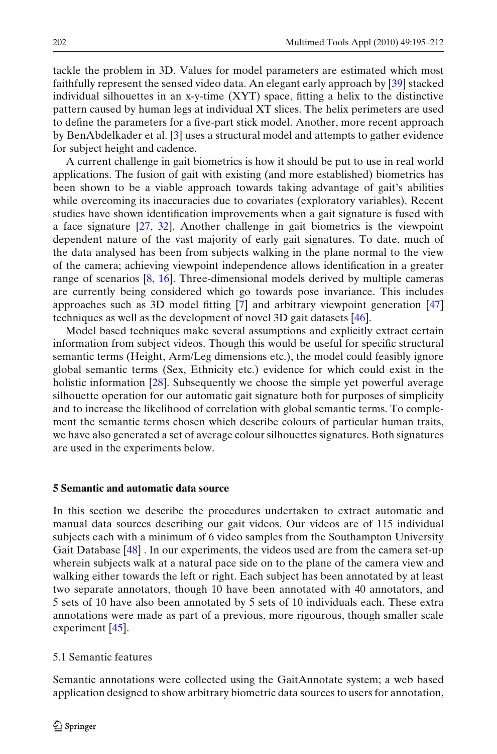tackle the problem in 3D. Values for model parameters are estimated which most faithfully represent the sensed video data. An elegant early approach by [39] stacked individual silhouettes in an x-y-time (XYT) space, fitting a helix to the distinctive pattern caused by human legs at individual XT slices. The helix perimeters are used to define the parameters for a five-part stick model. Another, more recent approach by BenAbdelkader et al. [3] uses a structural model and attempts to gather evidence for subject height and cadence.

A current challenge in gait biometrics is how it should be put to use in real world applications. The fusion of gait with existing (and more established) biometrics has been shown to be a viable approach towards taking advantage of gait's abilities while overcoming its inaccuracies due to covariates (exploratory variables). Recent studies have shown identification improvements when a gait signature is fused with a face signature [27, 32]. Another challenge in gait biometrics is the viewpoint dependent nature of the vast majority of early gait signatures. To date, much of the data analysed has been from subjects walking in the plane normal to the view of the camera; achieving viewpoint independence allows identification in a greater range of scenarios [8, 16]. Three-dimensional models derived by multiple cameras are currently being considered which go towards pose invariance. This includes approaches such as 3D model fitting [7] and arbitrary viewpoint generation [47] techniques as well as the development of novel 3D gait datasets [46].

Model based techniques make several assumptions and explicitly extract certain information from subject videos. Though this would be useful for specific structural semantic terms (Height, Arm/Leg dimensions etc.), the model could feasibly ignore global semantic terms (Sex, Ethnicity etc.) evidence for which could exist in the holistic information [28]. Subsequently we choose the simple yet powerful average silhouette operation for our automatic gait signature both for purposes of simplicity and to increase the likelihood of correlation with global semantic terms. To complement the semantic terms chosen which describe colours of particular human traits, we have also generated a set of average colour silhouettes signatures. Both signatures are used in the experiments below.

## 5 Semantic and automatic data source

In this section we describe the procedures undertaken to extract automatic and manual data sources describing our gait videos. Our videos are of 115 individual subjects each with a minimum of 6 video samples from the Southampton University Gait Database [48] . In our experiments, the videos used are from the camera set-up wherein subjects walk at a natural pace side on to the plane of the camera view and walking either towards the left or right. Each subject has been annotated by at least two separate annotators, though 10 have been annotated with 40 annotators, and 5 sets of 10 have also been annotated by 5 sets of 10 individuals each. These extra annotations were made as part of a previous, more rigourous, though smaller scale experiment [45].

### 5.1 Semantic features

Semantic annotations were collected using the GaitAnnotate system; a web based application designed to show arbitrary biometric data sources to users for annotation,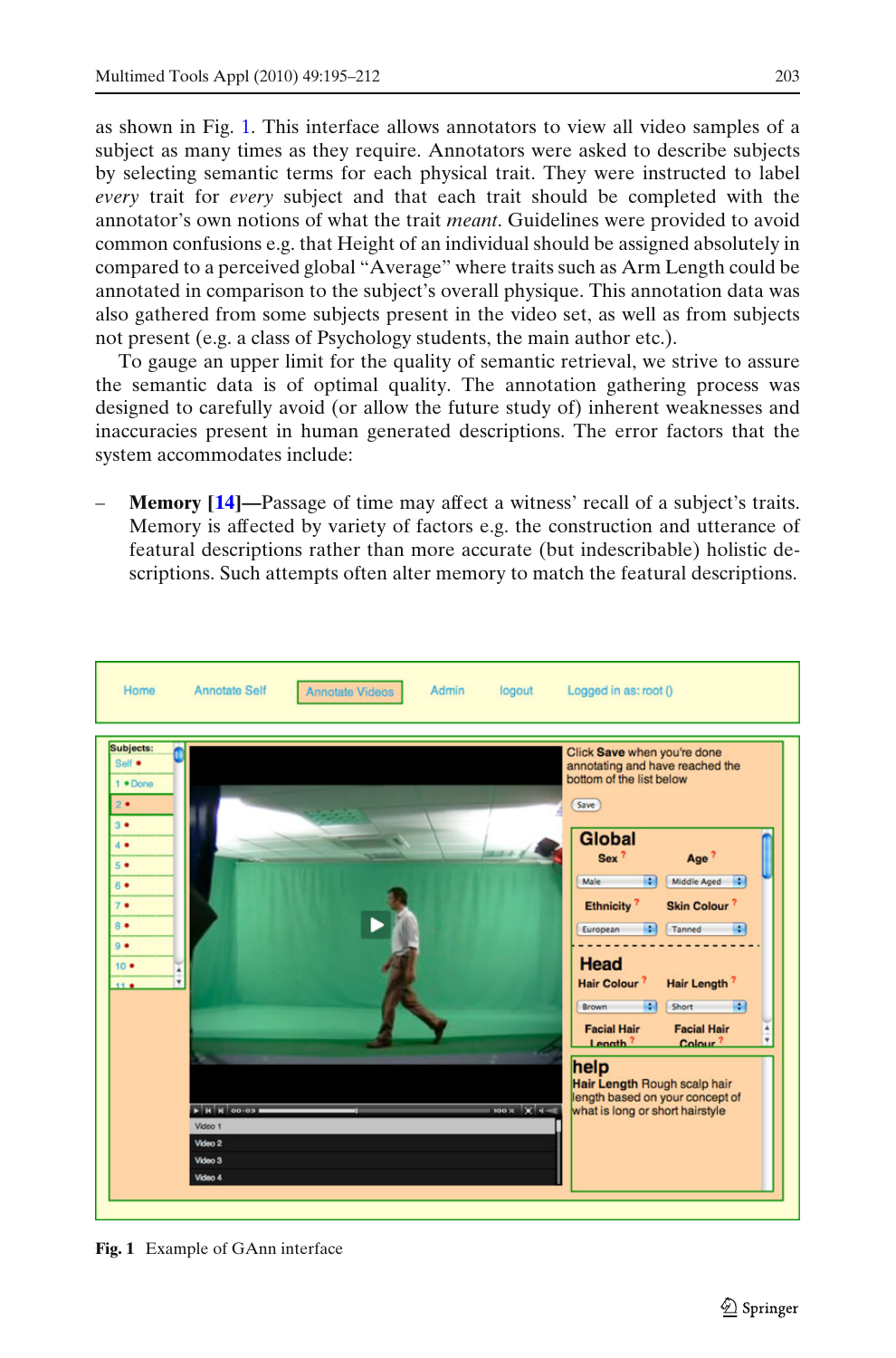as shown in Fig. 1. This interface allows annotators to view all video samples of a subject as many times as they require. Annotators were asked to describe subjects by selecting semantic terms for each physical trait. They were instructed to label *every* trait for *every* subject and that each trait should be completed with the annotator's own notions of what the trait *meant*. Guidelines were provided to avoid common confusions e.g. that Height of an individual should be assigned absolutely in compared to a perceived global "Average" where traits such as Arm Length could be annotated in comparison to the subject's overall physique. This annotation data was also gathered from some subjects present in the video set, as well as from subjects not present (e.g. a class of Psychology students, the main author etc.).

To gauge an upper limit for the quality of semantic retrieval, we strive to assure the semantic data is of optimal quality. The annotation gathering process was designed to carefully avoid (or allow the future study of) inherent weaknesses and inaccuracies present in human generated descriptions. The error factors that the system accommodates include:

– **Memory [14]**—Passage of time may affect a witness' recall of a subject's traits. Memory is affected by variety of factors e.g. the construction and utterance of featural descriptions rather than more accurate (but indescribable) holistic descriptions. Such attempts often alter memory to match the featural descriptions.

**Fig. 1** Example of GAnn interface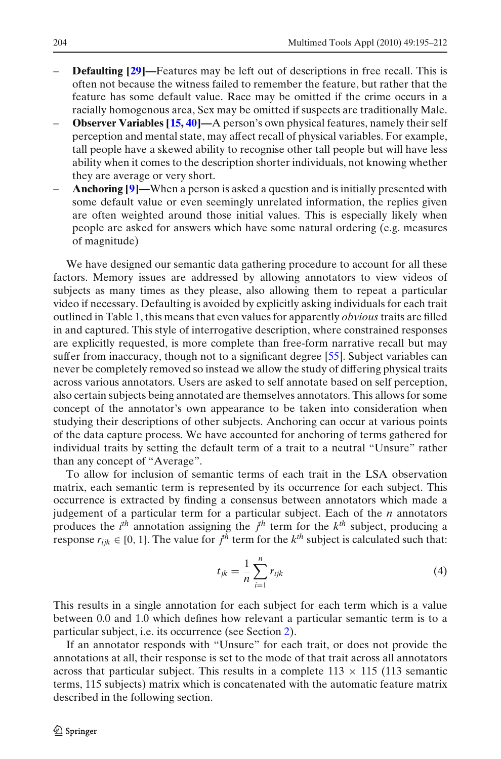- **Defaulting [29]**—Features may be left out of descriptions in free recall. This is often not because the witness failed to remember the feature, but rather that the feature has some default value. Race may be omitted if the crime occurs in a racially homogenous area, Sex may be omitted if suspects are traditionally Male.
- **Observer Variables [15, 40]**—A person's own physical features, namely their self perception and mental state, may affect recall of physical variables. For example, tall people have a skewed ability to recognise other tall people but will have less ability when it comes to the description shorter individuals, not knowing whether they are average or very short.
- **Anchoring [9]**—When a person is asked a question and is initially presented with some default value or even seemingly unrelated information, the replies given are often weighted around those initial values. This is especially likely when people are asked for answers which have some natural ordering (e.g. measures of magnitude)

We have designed our semantic data gathering procedure to account for all these factors. Memory issues are addressed by allowing annotators to view videos of subjects as many times as they please, also allowing them to repeat a particular video if necessary. Defaulting is avoided by explicitly asking individuals for each trait outlined in Table 1, this means that even values for apparently *obvious* traits are filled in and captured. This style of interrogative description, where constrained responses are explicitly requested, is more complete than free-form narrative recall but may suffer from inaccuracy, though not to a significant degree [55]. Subject variables can never be completely removed so instead we allow the study of differing physical traits across various annotators. Users are asked to self annotate based on self perception, also certain subjects being annotated are themselves annotators. This allows for some concept of the annotator's own appearance to be taken into consideration when studying their descriptions of other subjects. Anchoring can occur at various points of the data capture process. We have accounted for anchoring of terms gathered for individual traits by setting the default term of a trait to a neutral "Unsure" rather than any concept of "Average".

To allow for inclusion of semantic terms of each trait in the LSA observation matrix, each semantic term is represented by its occurrence for each subject. This occurrence is extracted by finding a consensus between annotators which made a judgement of a particular term for a particular subject. Each of the $n$ annotators produces the $i^{th}$ annotation assigning the $j^{th}$ term for the $k^{th}$ subject, producing a response $r_{ijk} \in [0, 1]$. The value for $j^{th}$ term for the $k^{th}$ subject is calculated such that:

$$t_{jk} = \frac{1}{n} \sum_{i=1}^{n} r_{ijk} \tag{4}$$

This results in a single annotation for each subject for each term which is a value between 0.0 and 1.0 which defines how relevant a particular semantic term is to a particular subject, i.e. its occurrence (see Section 2).

If an annotator responds with "Unsure" for each trait, or does not provide the annotations at all, their response is set to the mode of that trait across all annotators across that particular subject. This results in a complete $113 \times 115$ (113 semantic terms, 115 subjects) matrix which is concatenated with the automatic feature matrix described in the following section.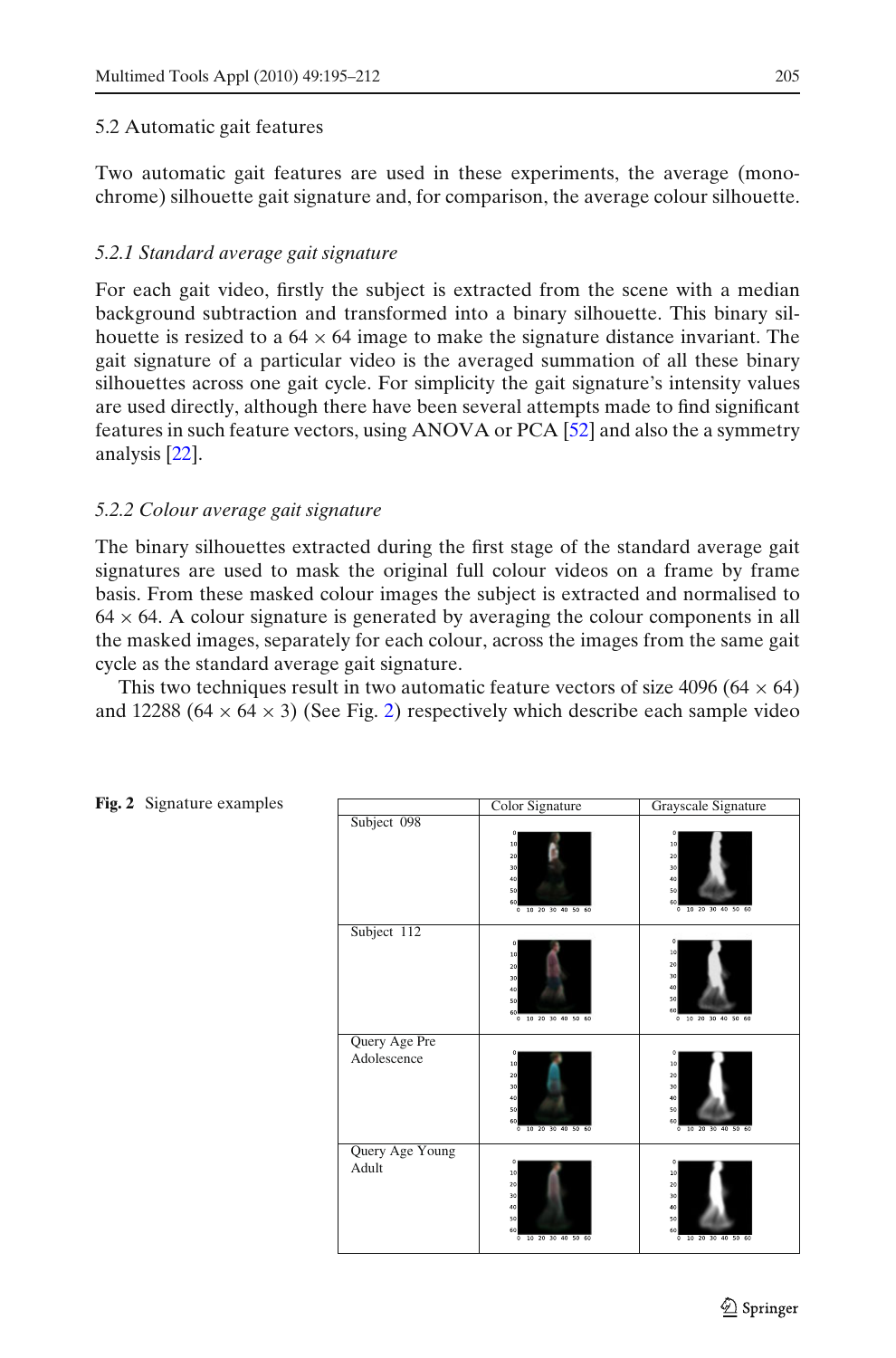### 5.2 Automatic gait features

Two automatic gait features are used in these experiments, the average (monochrome) silhouette gait signature and, for comparison, the average colour silhouette.

#### *5.2.1 Standard average gait signature*

For each gait video, firstly the subject is extracted from the scene with a median background subtraction and transformed into a binary silhouette. This binary silhouette is resized to a $64 \times 64$ image to make the signature distance invariant. The gait signature of a particular video is the averaged summation of all these binary silhouettes across one gait cycle. For simplicity the gait signature's intensity values are used directly, although there have been several attempts made to find significant features in such feature vectors, using ANOVA or PCA [52] and also the a symmetry analysis [22].

#### *5.2.2 Colour average gait signature*

The binary silhouettes extracted during the first stage of the standard average gait signatures are used to mask the original full colour videos on a frame by frame basis. From these masked colour images the subject is extracted and normalised to $64 \times 64$. A colour signature is generated by averaging the colour components in all the masked images, separately for each colour, across the images from the same gait cycle as the standard average gait signature.

This two techniques result in two automatic feature vectors of size 4096 ($64 \times 64$) and 12288 ($64 \times 64 \times 3$) (See Fig. 2) respectively which describe each sample video

| | Color Signature | Grayscale Signature |
|---|---|---|
| Subject 098 | | |
| Subject 112 | | |
| Query Age Pre Adolescence | | |
| Query Age Young Adult | | |

**Fig. 2** Signature examples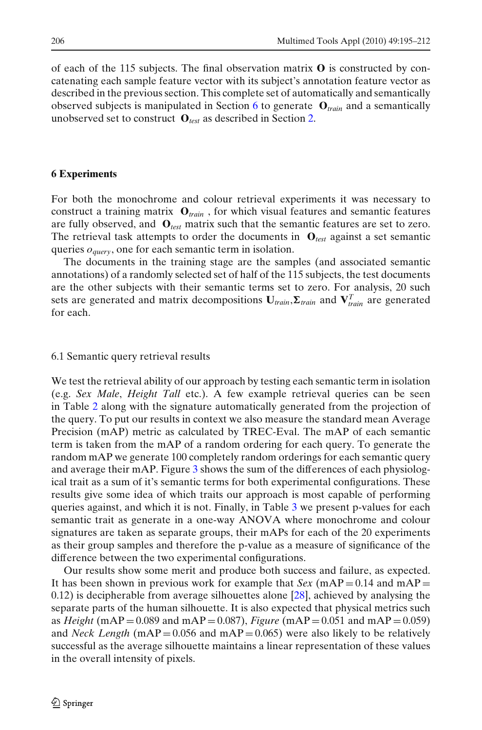of each of the 115 subjects. The final observation matrix $\mathbf{O}$ is constructed by concatenating each sample feature vector with its subject's annotation feature vector as described in the previous section. This complete set of automatically and semantically observed subjects is manipulated in Section 6 to generate $\mathbf{O}_{train}$ and a semantically unobserved set to construct $\mathbf{O}_{test}$ as described in Section 2.

## 6 Experiments

For both the monochrome and colour retrieval experiments it was necessary to construct a training matrix $\mathbf{O}_{train}$, for which visual features and semantic features are fully observed, and $\mathbf{O}_{test}$ matrix such that the semantic features are set to zero. The retrieval task attempts to order the documents in $\mathbf{O}_{test}$ against a set semantic queries $o_{query}$, one for each semantic term in isolation.

The documents in the training stage are the samples (and associated semantic annotations) of a randomly selected set of half of the 115 subjects, the test documents are the other subjects with their semantic terms set to zero. For analysis, 20 such sets are generated and matrix decompositions $\mathbf{U}_{train}$, $\mathbf{\Sigma}_{train}$ and $\mathbf{V}_{train}^{T}$ are generated for each.

### 6.1 Semantic query retrieval results

We test the retrieval ability of our approach by testing each semantic term in isolation (e.g. *Sex Male*, *Height Tall* etc.). A few example retrieval queries can be seen in Table 2 along with the signature automatically generated from the projection of the query. To put our results in context we also measure the standard mean Average Precision (mAP) metric as calculated by TREC-Eval. The mAP of each semantic term is taken from the mAP of a random ordering for each query. To generate the random mAP we generate 100 completely random orderings for each semantic query and average their mAP. Figure 3 shows the sum of the differences of each physiological trait as a sum of it's semantic terms for both experimental configurations. These results give some idea of which traits our approach is most capable of performing queries against, and which it is not. Finally, in Table 3 we present p-values for each semantic trait as generate in a one-way ANOVA where monochrome and colour signatures are taken as separate groups, their mAPs for each of the 20 experiments as their group samples and therefore the p-value as a measure of significance of the difference between the two experimental configurations.

Our results show some merit and produce both success and failure, as expected. It has been shown in previous work for example that *Sex* (mAP = 0.14 and mAP = 0.12) is decipherable from average silhouettes alone [28], achieved by analysing the separate parts of the human silhouette. It is also expected that physical metrics such as *Height* (mAP = 0.089 and mAP = 0.087), *Figure* (mAP = 0.051 and mAP = 0.059) and *Neck Length* (mAP = 0.056 and mAP = 0.065) were also likely to be relatively successful as the average silhouette maintains a linear representation of these values in the overall intensity of pixels.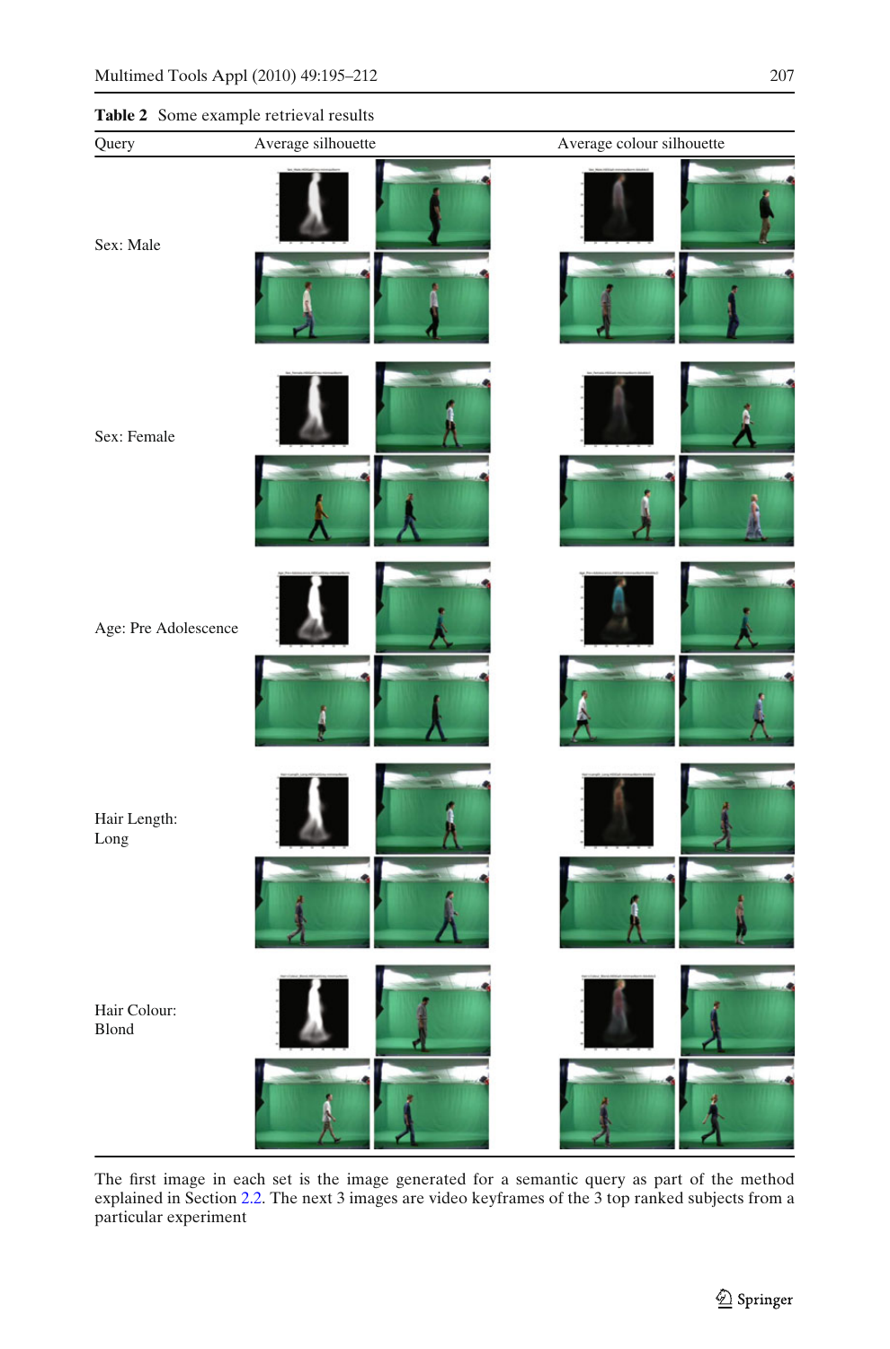**Table 2** Some example retrieval results

| Query | Average silhouette | Average colour silhouette |
|---|---|---|
| Sex: Male | | |
| Sex: Female | | |
| Age: Pre Adolescence | | |
| Hair Length: Long | | |
| Hair Colour: Blond | | |

The first image in each set is the image generated for a semantic query as part of the method explained in Section 2.2. The next 3 images are video keyframes of the 3 top ranked subjects from a particular experiment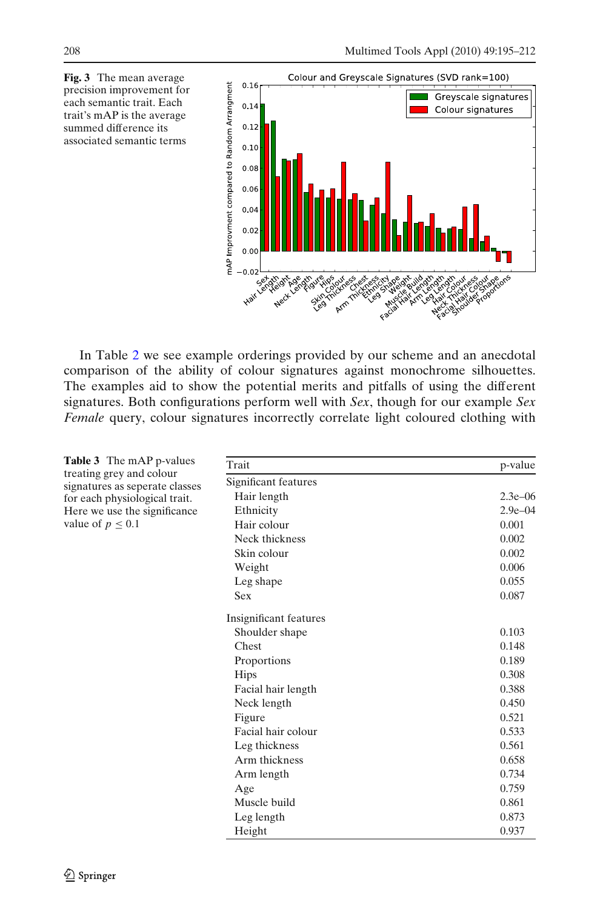**Fig. 3** The mean average precision improvement for each semantic trait. Each trait's mAP is the average summed difference its associated semantic terms

In Table 2 we see example orderings provided by our scheme and an anecdotal comparison of the ability of colour signatures against monochrome silhouettes. The examples aid to show the potential merits and pitfalls of using the different signatures. Both configurations perform well with *Sex*, though for our example *Sex Female* query, colour signatures incorrectly correlate light coloured clothing with

**Table 3** The mAP p-values treating grey and colour signatures as seperate classes for each physiological trait. Here we use the significance value of $p \leq 0.1$

| Trait | p-value |
|---|---|
| Significant features | |
| Hair length | 2.3e–06 |
| Ethnicity | 2.9e–04 |
| Hair colour | 0.001 |
| Neck thickness | 0.002 |
| Skin colour | 0.002 |
| Weight | 0.006 |
| Leg shape | 0.055 |
| Sex | 0.087 |
| Insignificant features | |
| Shoulder shape | 0.103 |
| Chest | 0.148 |
| Proportions | 0.189 |
| Hips | 0.308 |
| Facial hair length | 0.388 |
| Neck length | 0.450 |
| Figure | 0.521 |
| Facial hair colour | 0.533 |
| Leg thickness | 0.561 |
| Arm thickness | 0.658 |
| Arm length | 0.734 |
| Age | 0.759 |
| Muscle build | 0.861 |
| Leg length | 0.873 |
| Height | 0.937 |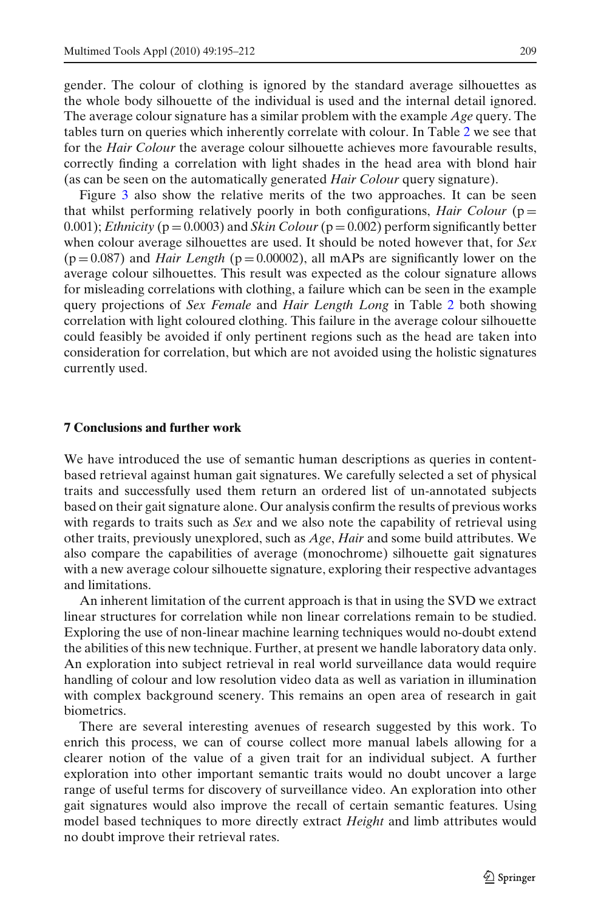gender. The colour of clothing is ignored by the standard average silhouettes as the whole body silhouette of the individual is used and the internal detail ignored. The average colour signature has a similar problem with the example *Age* query. The tables turn on queries which inherently correlate with colour. In Table 2 we see that for the *Hair Colour* the average colour silhouette achieves more favourable results, correctly finding a correlation with light shades in the head area with blond hair (as can be seen on the automatically generated *Hair Colour* query signature).

Figure 3 also show the relative merits of the two approaches. It can be seen that whilst performing relatively poorly in both configurations, *Hair Colour* ($p = 0.001$); *Ethnicity* ($p = 0.0003$) and *Skin Colour* ($p = 0.002$) perform significantly better when colour average silhouettes are used. It should be noted however that, for *Sex* ($p = 0.087$) and *Hair Length* ($p = 0.00002$), all mAPs are significantly lower on the average colour silhouettes. This result was expected as the colour signature allows for misleading correlations with clothing, a failure which can be seen in the example query projections of *Sex Female* and *Hair Length Long* in Table 2 both showing correlation with light coloured clothing. This failure in the average colour silhouette could feasibly be avoided if only pertinent regions such as the head are taken into consideration for correlation, but which are not avoided using the holistic signatures currently used.

## 7 Conclusions and further work

We have introduced the use of semantic human descriptions as queries in content-based retrieval against human gait signatures. We carefully selected a set of physical traits and successfully used them return an ordered list of un-annotated subjects based on their gait signature alone. Our analysis confirm the results of previous works with regards to traits such as *Sex* and we also note the capability of retrieval using other traits, previously unexplored, such as *Age*, *Hair* and some build attributes. We also compare the capabilities of average (monochrome) silhouette gait signatures with a new average colour silhouette signature, exploring their respective advantages and limitations.

An inherent limitation of the current approach is that in using the SVD we extract linear structures for correlation while non linear correlations remain to be studied. Exploring the use of non-linear machine learning techniques would no-doubt extend the abilities of this new technique. Further, at present we handle laboratory data only. An exploration into subject retrieval in real world surveillance data would require handling of colour and low resolution video data as well as variation in illumination with complex background scenery. This remains an open area of research in gait biometrics.

There are several interesting avenues of research suggested by this work. To enrich this process, we can of course collect more manual labels allowing for a clearer notion of the value of a given trait for an individual subject. A further exploration into other important semantic traits would no doubt uncover a large range of useful terms for discovery of surveillance video. An exploration into other gait signatures would also improve the recall of certain semantic features. Using model based techniques to more directly extract *Height* and limb attributes would no doubt improve their retrieval rates.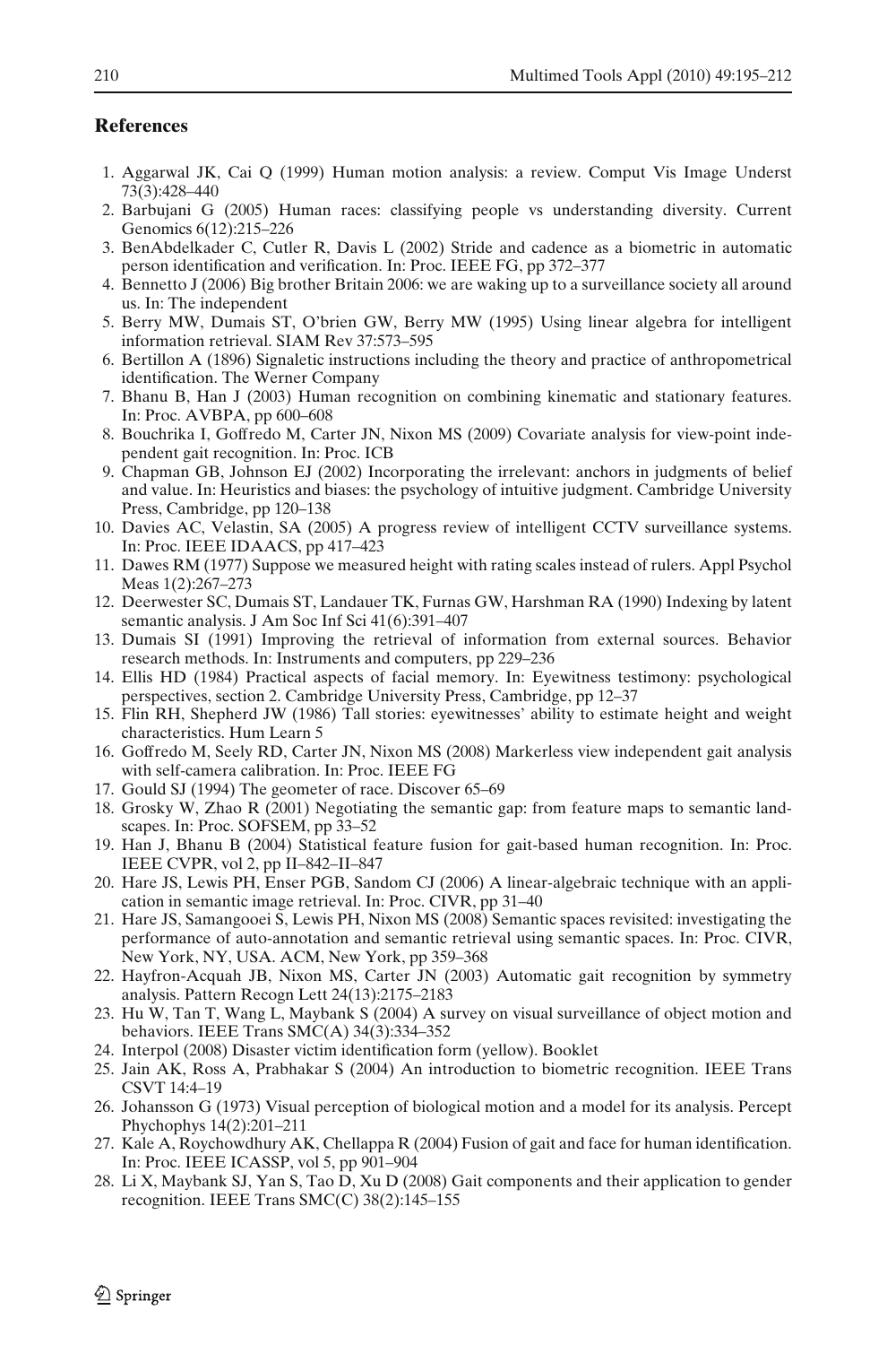## References

1. Aggarwal JK, Cai Q (1999) Human motion analysis: a review. Comput Vis Image Underst 73(3):428–440
2. Barbujani G (2005) Human races: classifying people vs understanding diversity. Current Genomics 6(12):215–226
3. BenAbdelkader C, Cutler R, Davis L (2002) Stride and cadence as a biometric in automatic person identification and verification. In: Proc. IEEE FG, pp 372–377
4. Bennetto J (2006) Big brother Britain 2006: we are waking up to a surveillance society all around us. In: The independent
5. Berry MW, Dumais ST, O'brien GW, Berry MW (1995) Using linear algebra for intelligent information retrieval. SIAM Rev 37:573–595
6. Bertillon A (1896) Signaletic instructions including the theory and practice of anthropometrical identification. The Werner Company
7. Bhanu B, Han J (2003) Human recognition on combining kinematic and stationary features. In: Proc. AVBPA, pp 600–608
8. Bouchrika I, Goffredo M, Carter JN, Nixon MS (2009) Covariate analysis for view-point independent gait recognition. In: Proc. ICB
9. Chapman GB, Johnson EJ (2002) Incorporating the irrelevant: anchors in judgments of belief and value. In: Heuristics and biases: the psychology of intuitive judgment. Cambridge University Press, Cambridge, pp 120–138
10. Davies AC, Velastin, SA (2005) A progress review of intelligent CCTV surveillance systems. In: Proc. IEEE IDAACS, pp 417–423
11. Dawes RM (1977) Suppose we measured height with rating scales instead of rulers. Appl Psychol Meas 1(2):267–273
12. Deerwester SC, Dumais ST, Landauer TK, Furnas GW, Harshman RA (1990) Indexing by latent semantic analysis. J Am Soc Inf Sci 41(6):391–407
13. Dumais SI (1991) Improving the retrieval of information from external sources. Behavior research methods. In: Instruments and computers, pp 229–236
14. Ellis HD (1984) Practical aspects of facial memory. In: Eyewitness testimony: psychological perspectives, section 2. Cambridge University Press, Cambridge, pp 12–37
15. Flin RH, Shepherd JW (1986) Tall stories: eyewitnesses' ability to estimate height and weight characteristics. Hum Learn 5
16. Goffredo M, Seely RD, Carter JN, Nixon MS (2008) Markerless view independent gait analysis with self-camera calibration. In: Proc. IEEE FG
17. Gould SJ (1994) The geometer of race. Discover 65–69
18. Grosky W, Zhao R (2001) Negotiating the semantic gap: from feature maps to semantic landscapes. In: Proc. SOFSEM, pp 33–52
19. Han J, Bhanu B (2004) Statistical feature fusion for gait-based human recognition. In: Proc. IEEE CVPR, vol 2, pp II–842–II–847
20. Hare JS, Lewis PH, Enser PGB, Sandom CJ (2006) A linear-algebraic technique with an application in semantic image retrieval. In: Proc. CIVR, pp 31–40
21. Hare JS, Samangooei S, Lewis PH, Nixon MS (2008) Semantic spaces revisited: investigating the performance of auto-annotation and semantic retrieval using semantic spaces. In: Proc. CIVR, New York, NY, USA. ACM, New York, pp 359–368
22. Hayfron-Acquah JB, Nixon MS, Carter JN (2003) Automatic gait recognition by symmetry analysis. Pattern Recogn Lett 24(13):2175–2183
23. Hu W, Tan T, Wang L, Maybank S (2004) A survey on visual surveillance of object motion and behaviors. IEEE Trans SMC(A) 34(3):334–352
24. Interpol (2008) Disaster victim identification form (yellow). Booklet
25. Jain AK, Ross A, Prabhakar S (2004) An introduction to biometric recognition. IEEE Trans CSVT 14:4–19
26. Johansson G (1973) Visual perception of biological motion and a model for its analysis. Percept Phychophys 14(2):201–211
27. Kale A, Roychowdhury AK, Chellappa R (2004) Fusion of gait and face for human identification. In: Proc. IEEE ICASSP, vol 5, pp 901–904
28. Li X, Maybank SJ, Yan S, Tao D, Xu D (2008) Gait components and their application to gender recognition. IEEE Trans SMC(C) 38(2):145–155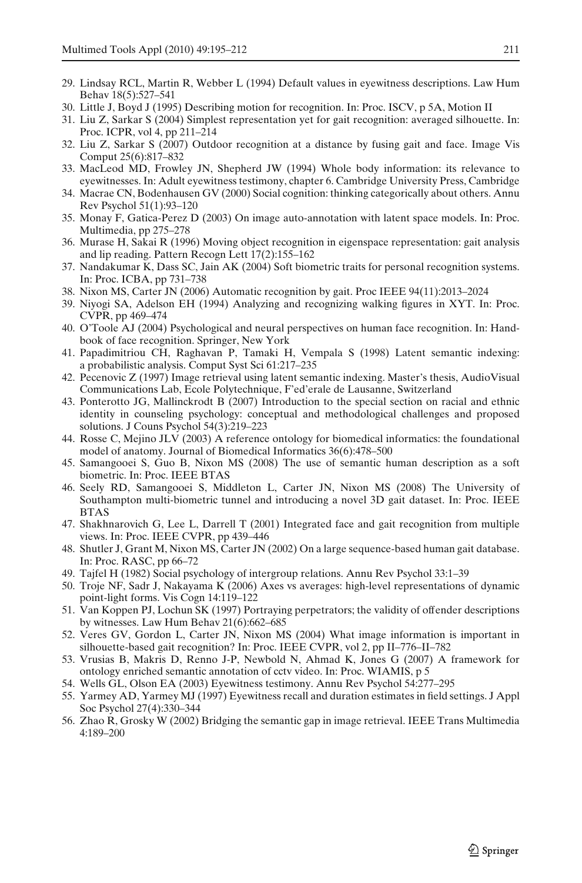29. Lindsay RCL, Martin R, Webber L (1994) Default values in eyewitness descriptions. Law Hum Behav 18(5):527–541
30. Little J, Boyd J (1995) Describing motion for recognition. In: Proc. ISCV, p 5A, Motion II
31. Liu Z, Sarkar S (2004) Simplest representation yet for gait recognition: averaged silhouette. In: Proc. ICPR, vol 4, pp 211–214
32. Liu Z, Sarkar S (2007) Outdoor recognition at a distance by fusing gait and face. Image Vis Comput 25(6):817–832
33. MacLeod MD, Frowley JN, Shepherd JW (1994) Whole body information: its relevance to eyewitnesses. In: Adult eyewitness testimony, chapter 6. Cambridge University Press, Cambridge
34. Macrae CN, Bodenhausen GV (2000) Social cognition: thinking categorically about others. Annu Rev Psychol 51(1):93–120
35. Monay F, Gatica-Perez D (2003) On image auto-annotation with latent space models. In: Proc. Multimedia, pp 275–278
36. Murase H, Sakai R (1996) Moving object recognition in eigenspace representation: gait analysis and lip reading. Pattern Recogn Lett 17(2):155–162
37. Nandakumar K, Dass SC, Jain AK (2004) Soft biometric traits for personal recognition systems. In: Proc. ICBA, pp 731–738
38. Nixon MS, Carter JN (2006) Automatic recognition by gait. Proc IEEE 94(11):2013–2024
39. Niyogi SA, Adelson EH (1994) Analyzing and recognizing walking figures in XYT. In: Proc. CVPR, pp 469–474
40. O'Toole AJ (2004) Psychological and neural perspectives on human face recognition. In: Handbook of face recognition. Springer, New York
41. Papadimitriou CH, Raghavan P, Tamaki H, Vempala S (1998) Latent semantic indexing: a probabilistic analysis. Comput Syst Sci 61:217–235
42. Pecenovic Z (1997) Image retrieval using latent semantic indexing. Master's thesis, AudioVisual Communications Lab, Ecole Polytechnique, F'ed'erale de Lausanne, Switzerland
43. Ponterotto JG, Mallinckrodt B (2007) Introduction to the special section on racial and ethnic identity in counseling psychology: conceptual and methodological challenges and proposed solutions. J Couns Psychol 54(3):219–223
44. Rosse C, Mejino JLV (2003) A reference ontology for biomedical informatics: the foundational model of anatomy. Journal of Biomedical Informatics 36(6):478–500
45. Samangooei S, Guo B, Nixon MS (2008) The use of semantic human description as a soft biometric. In: Proc. IEEE BTAS
46. Seely RD, Samangooei S, Middleton L, Carter JN, Nixon MS (2008) The University of Southampton multi-biometric tunnel and introducing a novel 3D gait dataset. In: Proc. IEEE BTAS
47. Shakhnarovich G, Lee L, Darrell T (2001) Integrated face and gait recognition from multiple views. In: Proc. IEEE CVPR, pp 439–446
48. Shutler J, Grant M, Nixon MS, Carter JN (2002) On a large sequence-based human gait database. In: Proc. RASC, pp 66–72
49. Tajfel H (1982) Social psychology of intergroup relations. Annu Rev Psychol 33:1–39
50. Troje NF, Sadr J, Nakayama K (2006) Axes vs averages: high-level representations of dynamic point-light forms. Vis Cogn 14:119–122
51. Van Koppen PJ, Lochun SK (1997) Portraying perpetrators; the validity of offender descriptions by witnesses. Law Hum Behav 21(6):662–685
52. Veres GV, Gordon L, Carter JN, Nixon MS (2004) What image information is important in silhouette-based gait recognition? In: Proc. IEEE CVPR, vol 2, pp II–776–II–782
53. Vrusias B, Makris D, Renno J-P, Newbold N, Ahmad K, Jones G (2007) A framework for ontology enriched semantic annotation of cctv video. In: Proc. WIAMIS, p 5
54. Wells GL, Olson EA (2003) Eyewitness testimony. Annu Rev Psychol 54:277–295
55. Yarmey AD, Yarmey MJ (1997) Eyewitness recall and duration estimates in field settings. J Appl Soc Psychol 27(4):330–344
56. Zhao R, Grosky W (2002) Bridging the semantic gap in image retrieval. IEEE Trans Multimedia 4:189–200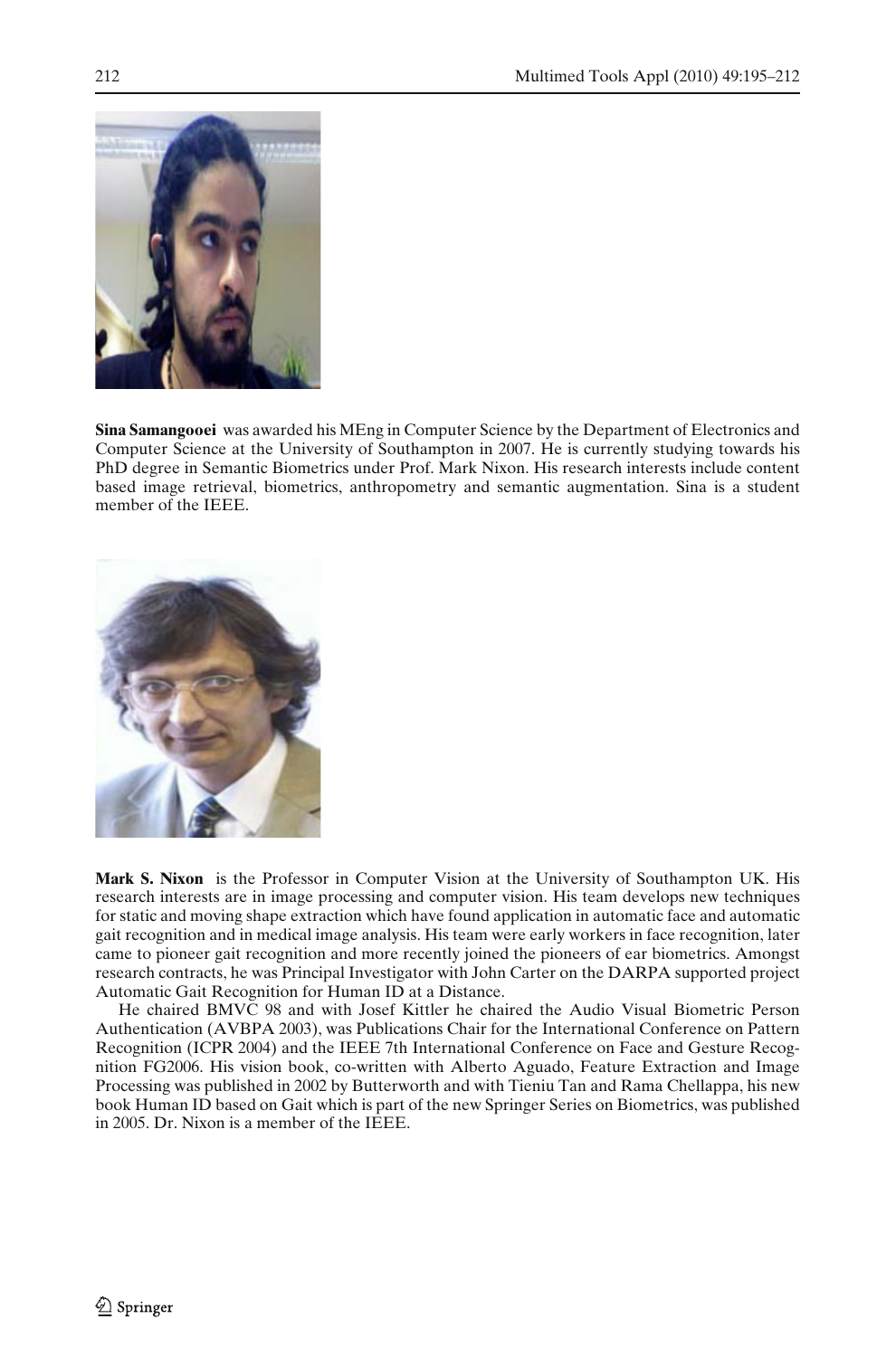**Sina Samangooei** was awarded his MEng in Computer Science by the Department of Electronics and Computer Science at the University of Southampton in 2007. He is currently studying towards his PhD degree in Semantic Biometrics under Prof. Mark Nixon. His research interests include content based image retrieval, biometrics, anthropometry and semantic augmentation. Sina is a student member of the IEEE.

**Mark S. Nixon** is the Professor in Computer Vision at the University of Southampton UK. His research interests are in image processing and computer vision. His team develops new techniques for static and moving shape extraction which have found application in automatic face and automatic gait recognition and in medical image analysis. His team were early workers in face recognition, later came to pioneer gait recognition and more recently joined the pioneers of ear biometrics. Amongst research contracts, he was Principal Investigator with John Carter on the DARPA supported project Automatic Gait Recognition for Human ID at a Distance.

He chaired BMVC 98 and with Josef Kittler he chaired the Audio Visual Biometric Person Authentication (AVBPA 2003), was Publications Chair for the International Conference on Pattern Recognition (ICPR 2004) and the IEEE 7th International Conference on Face and Gesture Recognition FG2006. His vision book, co-written with Alberto Aguado, Feature Extraction and Image Processing was published in 2002 by Butterworth and with Tieniu Tan and Rama Chellappa, his new book Human ID based on Gait which is part of the new Springer Series on Biometrics, was published in 2005. Dr. Nixon is a member of the IEEE.